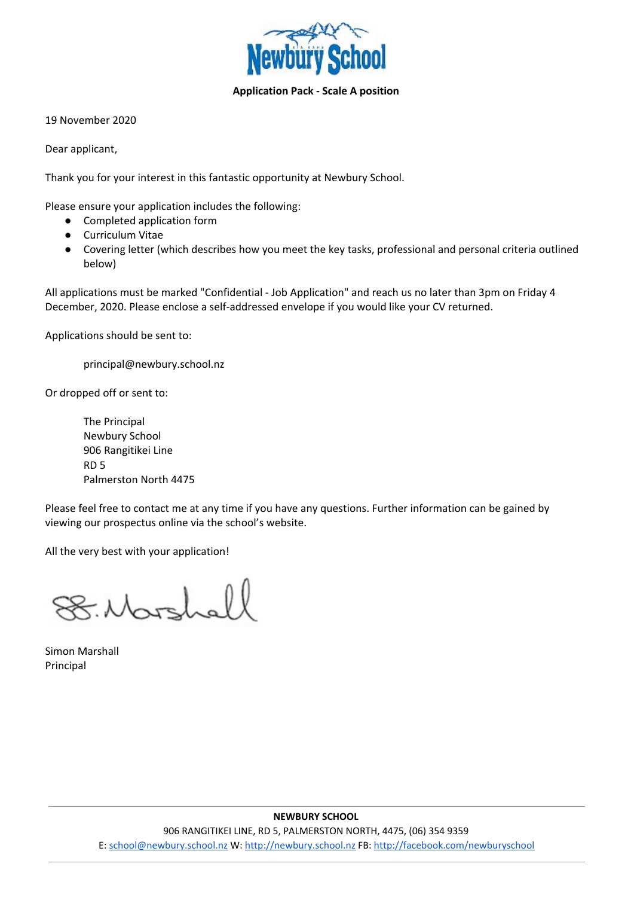**Newbury School**

**Application Pack - Scale A position**

19 November 2020

Dear applicant,

Thank you for your interest in this fantastic opportunity at Newbury School.

Please ensure your application includes the following:

- Completed application form
- Curriculum Vitae
- Covering letter (which describes how you meet the key tasks, professional and personal criteria outlined below)

All applications must be marked "Confidential - Job Application" and reach us no later than 3pm on Friday 4 December, 2020. Please enclose a self-addressed envelope if you would like your CV returned.

Applications should be sent to:

> principal@newbury.school.nz

Or dropped off or sent to:

> The Principal
> Newbury School
> 906 Rangitikei Line
> RD 5
> Palmerston North 4475

Please feel free to contact me at any time if you have any questions. Further information can be gained by viewing our prospectus online via the school's website.

All the very best with your application!

S. Marshall

Simon Marshall
Principal

**NEWBURY SCHOOL**
906 RANGITIKEI LINE, RD 5, PALMERSTON NORTH, 4475, (06) 354 9359
E: school@newbury.school.nz W: http://newbury.school.nz FB: http://facebook.com/newburyschool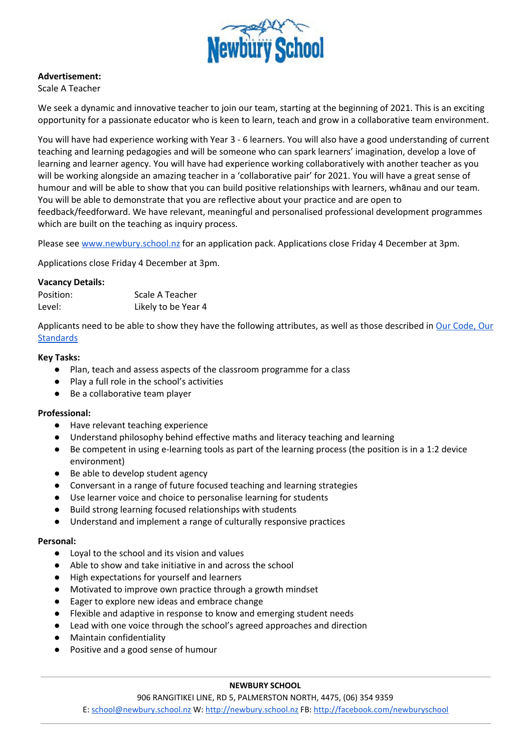**Advertisement:**
Scale A Teacher

We seek a dynamic and innovative teacher to join our team, starting at the beginning of 2021. This is an exciting opportunity for a passionate educator who is keen to learn, teach and grow in a collaborative team environment.

You will have had experience working with Year 3 - 6 learners. You will also have a good understanding of current teaching and learning pedagogies and will be someone who can spark learners' imagination, develop a love of learning and learner agency. You will have had experience working collaboratively with another teacher as you will be working alongside an amazing teacher in a 'collaborative pair' for 2021. You will have a great sense of humour and will be able to show that you can build positive relationships with learners, whānau and our team. You will be able to demonstrate that you are reflective about your practice and are open to feedback/feedforward. We have relevant, meaningful and personalised professional development programmes which are built on the teaching as inquiry process.

Please see www.newbury.school.nz for an application pack. Applications close Friday 4 December at 3pm.

Applications close Friday 4 December at 3pm.

**Vacancy Details:**

| | |
|---|---|
| Position: | Scale A Teacher |
| Level: | Likely to be Year 4 |

Applicants need to be able to show they have the following attributes, as well as those described in Our Code, Our Standards

**Key Tasks:**

- Plan, teach and assess aspects of the classroom programme for a class
- Play a full role in the school's activities
- Be a collaborative team player

**Professional:**

- Have relevant teaching experience
- Understand philosophy behind effective maths and literacy teaching and learning
- Be competent in using e-learning tools as part of the learning process (the position is in a 1:2 device environment)
- Be able to develop student agency
- Conversant in a range of future focused teaching and learning strategies
- Use learner voice and choice to personalise learning for students
- Build strong learning focused relationships with students
- Understand and implement a range of culturally responsive practices

**Personal:**

- Loyal to the school and its vision and values
- Able to show and take initiative in and across the school
- High expectations for yourself and learners
- Motivated to improve own practice through a growth mindset
- Eager to explore new ideas and embrace change
- Flexible and adaptive in response to know and emerging student needs
- Lead with one voice through the school's agreed approaches and direction
- Maintain confidentiality
- Positive and a good sense of humour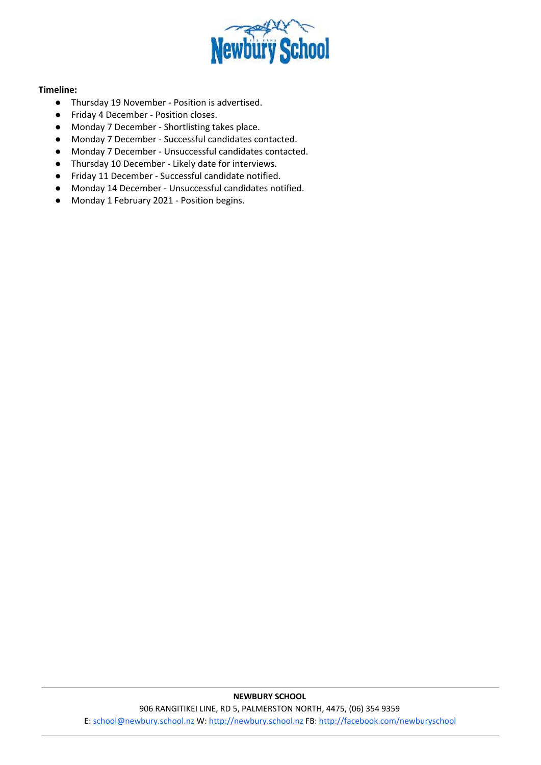**Timeline:**

- Thursday 19 November - Position is advertised.
- Friday 4 December - Position closes.
- Monday 7 December - Shortlisting takes place.
- Monday 7 December - Successful candidates contacted.
- Monday 7 December - Unsuccessful candidates contacted.
- Thursday 10 December - Likely date for interviews.
- Friday 11 December - Successful candidate notified.
- Monday 14 December - Unsuccessful candidates notified.
- Monday 1 February 2021 - Position begins.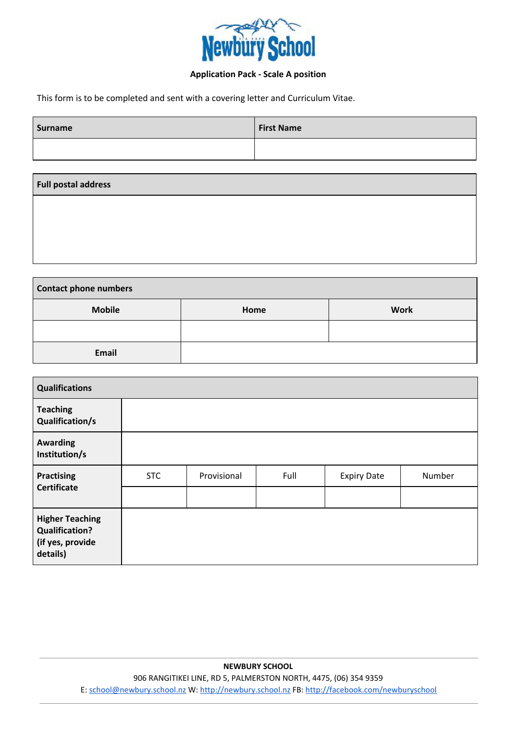**Application Pack - Scale A position**

This form is to be completed and sent with a covering letter and Curriculum Vitae.

| **Surname** | **First Name** |
|---|---|
| | |

| **Full postal address** |
|---|
| |

| **Contact phone numbers** | | |
|---|---|---|
| **Mobile** | **Home** | **Work** |
| | | |
| **Email** | | |

| **Qualifications** | | | | | |
|---|---|---|---|---|---|
| **Teaching Qualification/s** | | | | | |
| **Awarding Institution/s** | | | | | |
| **Practising Certificate** | STC | Provisional | Full | Expiry Date | Number |
| | | | | | |
| **Higher Teaching Qualification? (if yes, provide details)** | | | | | |

**NEWBURY SCHOOL**
906 RANGITIKEI LINE, RD 5, PALMERSTON NORTH, 4475, (06) 354 9359
E: school@newbury.school.nz W: http://newbury.school.nz FB: http://facebook.com/newburyschool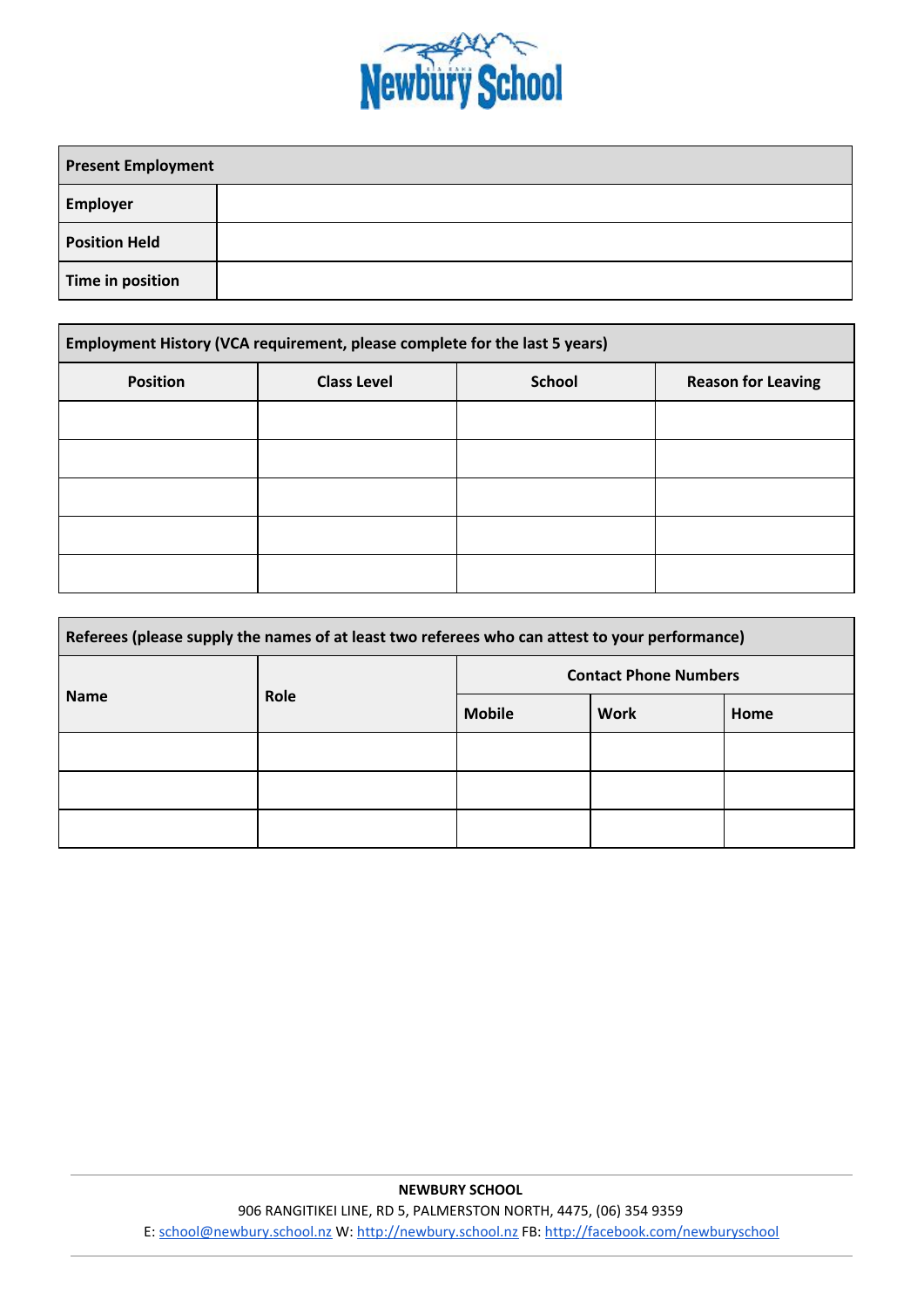| Present Employment | |
|---|---|
| Employer | |
| Position Held | |
| Time in position | |

| Employment History (VCA requirement, please complete for the last 5 years) | | | |
|---|---|---|---|
| Position | Class Level | School | Reason for Leaving |
| | | | |
| | | | |
| | | | |
| | | | |
| | | | |

| Referees (please supply the names of at least two referees who can attest to your performance) | | | | |
|---|---|---|---|---|
| Name | Role | Contact Phone Numbers | | |
| | | Mobile | Work | Home |
| | | | | |
| | | | | |
| | | | | |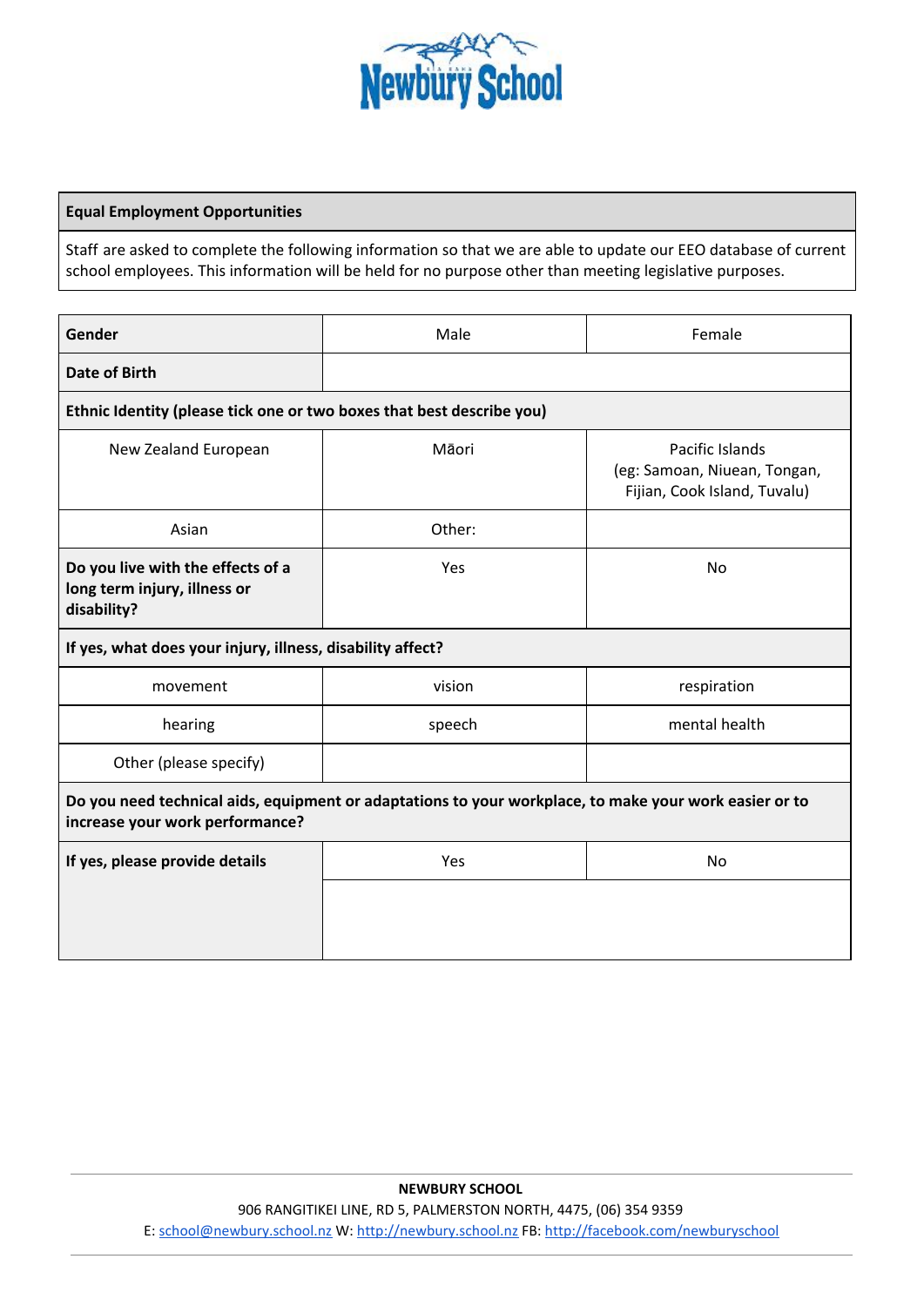# Newbury School

| **Equal Employment Opportunities** |
| --- |
| Staff are asked to complete the following information so that we are able to update our EEO database of current school employees. This information will be held for no purpose other than meeting legislative purposes. |

| **Gender** | Male | Female |
| --- | --- | --- |
| **Date of Birth** | | |
| **Ethnic Identity (please tick one or two boxes that best describe you)** | | |
| New Zealand European | Māori | Pacific Islands (eg: Samoan, Niuean, Tongan, Fijian, Cook Island, Tuvalu) |
| Asian | Other: | |
| **Do you live with the effects of a long term injury, illness or disability?** | Yes | No |
| **If yes, what does your injury, illness, disability affect?** | | |
| movement | vision | respiration |
| hearing | speech | mental health |
| Other (please specify) | | |
| **Do you need technical aids, equipment or adaptations to your workplace, to make your work easier or to increase your work performance?** | | |
| **If yes, please provide details** | Yes | No |
| | | |

**NEWBURY SCHOOL**
906 RANGITIKEI LINE, RD 5, PALMERSTON NORTH, 4475, (06) 354 9359
E: school@newbury.school.nz W: http://newbury.school.nz FB: http://facebook.com/newburyschool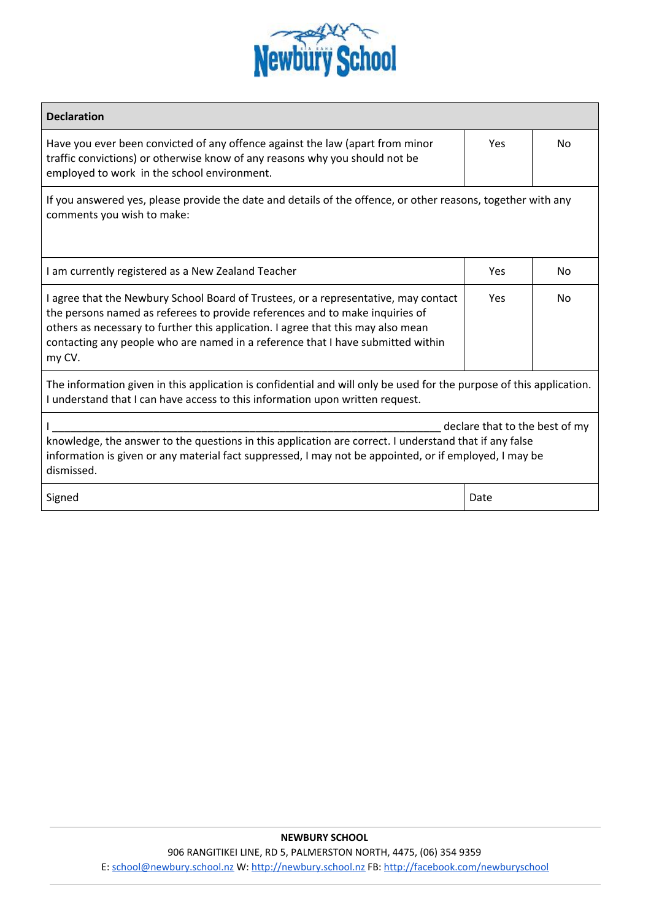Newbury School

| Declaration | | |
|---|---|---|
| Have you ever been convicted of any offence against the law (apart from minor traffic convictions) or otherwise know of any reasons why you should not be employed to work in the school environment. | Yes | No |
| If you answered yes, please provide the date and details of the offence, or other reasons, together with any comments you wish to make: | | |
| I am currently registered as a New Zealand Teacher | Yes | No |
| I agree that the Newbury School Board of Trustees, or a representative, may contact the persons named as referees to provide references and to make inquiries of others as necessary to further this application. I agree that this may also mean contacting any people who are named in a reference that I have submitted within my CV. | Yes | No |
| The information given in this application is confidential and will only be used for the purpose of this application. I understand that I can have access to this information upon written request. | | |
| I ________________________________________________________________ declare that to the best of my knowledge, the answer to the questions in this application are correct. I understand that if any false information is given or any material fact suppressed, I may not be appointed, or if employed, I may be dismissed. | | |
| Signed | Date | |

**NEWBURY SCHOOL**
906 RANGITIKEI LINE, RD 5, PALMERSTON NORTH, 4475, (06) 354 9359
E: school@newbury.school.nz W: http://newbury.school.nz FB: http://facebook.com/newburyschool